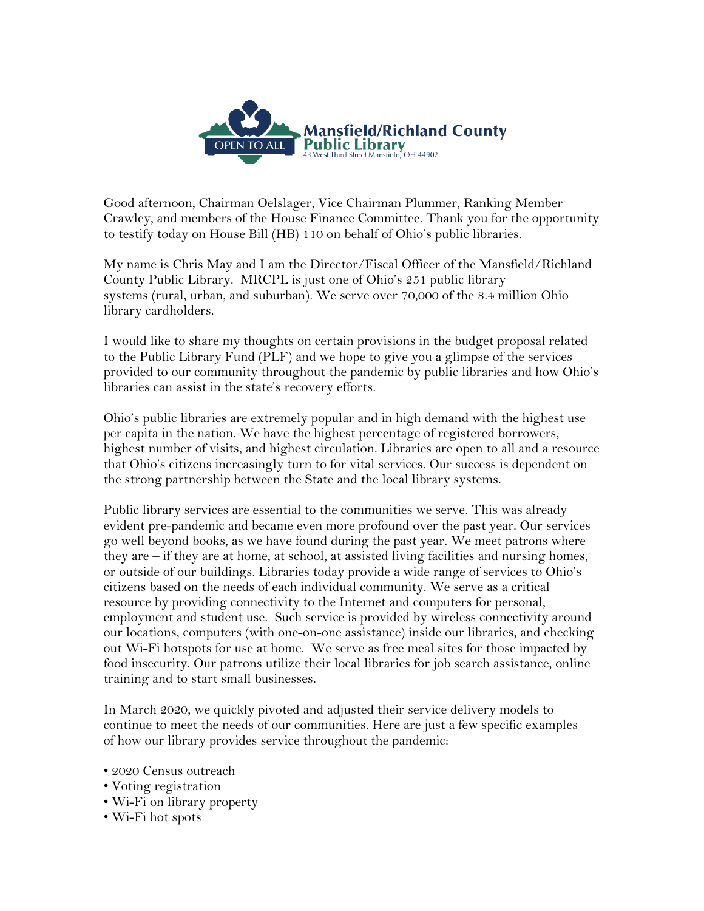Mansfield/Richland County Public Library
43 West Third Street Mansfield, OH 44902

OPEN TO ALL

Good afternoon, Chairman Oelslager, Vice Chairman Plummer, Ranking Member Crawley, and members of the House Finance Committee. Thank you for the opportunity to testify today on House Bill (HB) 110 on behalf of Ohio's public libraries.

My name is Chris May and I am the Director/Fiscal Officer of the Mansfield/Richland County Public Library. MRCPL is just one of Ohio's 251 public library systems (rural, urban, and suburban). We serve over 70,000 of the 8.4 million Ohio library cardholders.

I would like to share my thoughts on certain provisions in the budget proposal related to the Public Library Fund (PLF) and we hope to give you a glimpse of the services provided to our community throughout the pandemic by public libraries and how Ohio's libraries can assist in the state's recovery efforts.

Ohio's public libraries are extremely popular and in high demand with the highest use per capita in the nation. We have the highest percentage of registered borrowers, highest number of visits, and highest circulation. Libraries are open to all and a resource that Ohio's citizens increasingly turn to for vital services. Our success is dependent on the strong partnership between the State and the local library systems.

Public library services are essential to the communities we serve. This was already evident pre-pandemic and became even more profound over the past year. Our services go well beyond books, as we have found during the past year. We meet patrons where they are – if they are at home, at school, at assisted living facilities and nursing homes, or outside of our buildings. Libraries today provide a wide range of services to Ohio's citizens based on the needs of each individual community. We serve as a critical resource by providing connectivity to the Internet and computers for personal, employment and student use. Such service is provided by wireless connectivity around our locations, computers (with one-on-one assistance) inside our libraries, and checking out Wi-Fi hotspots for use at home. We serve as free meal sites for those impacted by food insecurity. Our patrons utilize their local libraries for job search assistance, online training and to start small businesses.

In March 2020, we quickly pivoted and adjusted their service delivery models to continue to meet the needs of our communities. Here are just a few specific examples of how our library provides service throughout the pandemic:

- 2020 Census outreach
- Voting registration
- Wi-Fi on library property
- Wi-Fi hot spots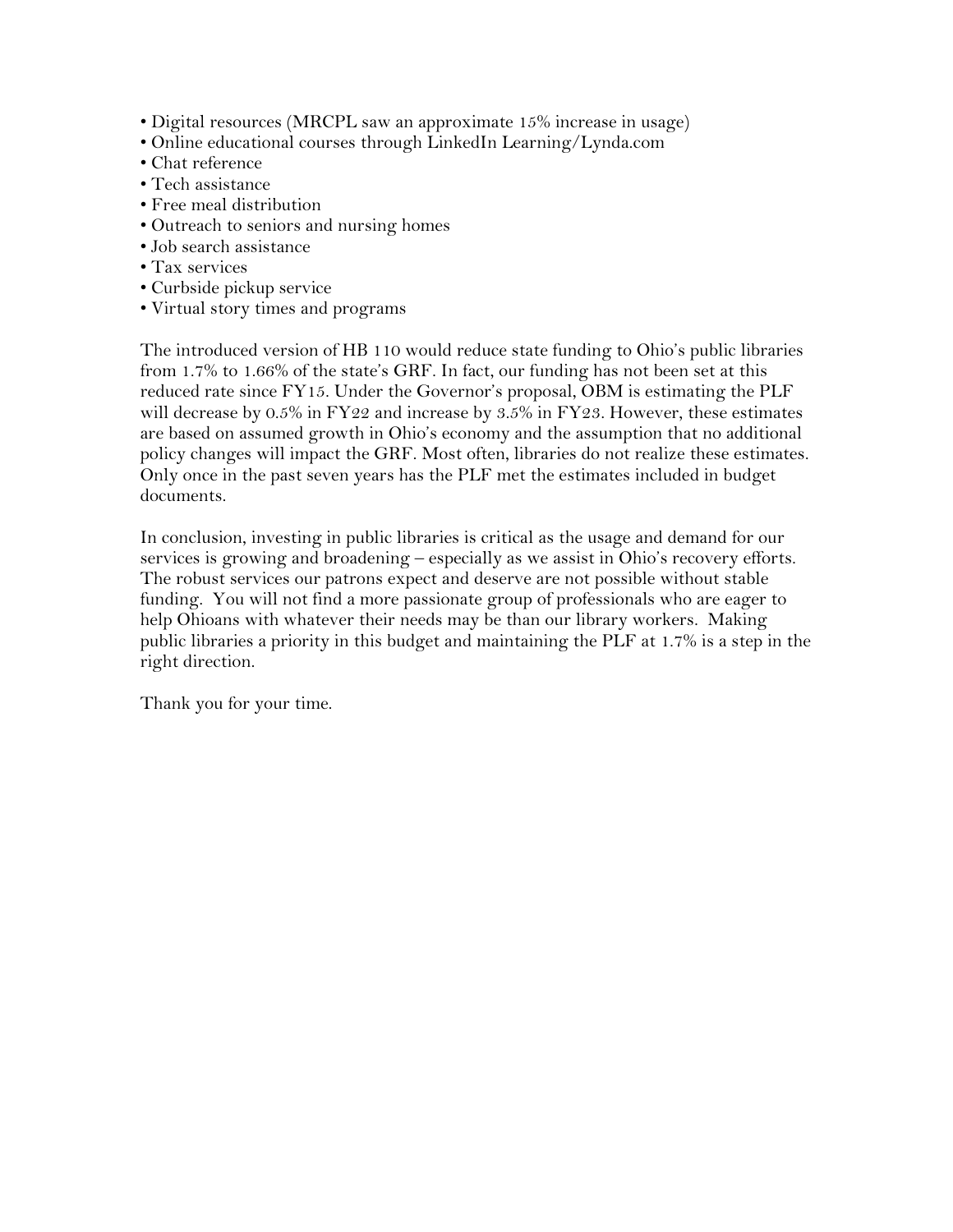- Digital resources (MRCPL saw an approximate 15% increase in usage)
- Online educational courses through LinkedIn Learning/Lynda.com
- Chat reference
- Tech assistance
- Free meal distribution
- Outreach to seniors and nursing homes
- Job search assistance
- Tax services
- Curbside pickup service
- Virtual story times and programs

The introduced version of HB 110 would reduce state funding to Ohio's public libraries from 1.7% to 1.66% of the state's GRF. In fact, our funding has not been set at this reduced rate since FY15. Under the Governor's proposal, OBM is estimating the PLF will decrease by 0.5% in FY22 and increase by 3.5% in FY23. However, these estimates are based on assumed growth in Ohio's economy and the assumption that no additional policy changes will impact the GRF. Most often, libraries do not realize these estimates. Only once in the past seven years has the PLF met the estimates included in budget documents.

In conclusion, investing in public libraries is critical as the usage and demand for our services is growing and broadening – especially as we assist in Ohio's recovery efforts. The robust services our patrons expect and deserve are not possible without stable funding. You will not find a more passionate group of professionals who are eager to help Ohioans with whatever their needs may be than our library workers. Making public libraries a priority in this budget and maintaining the PLF at 1.7% is a step in the right direction.

Thank you for your time.